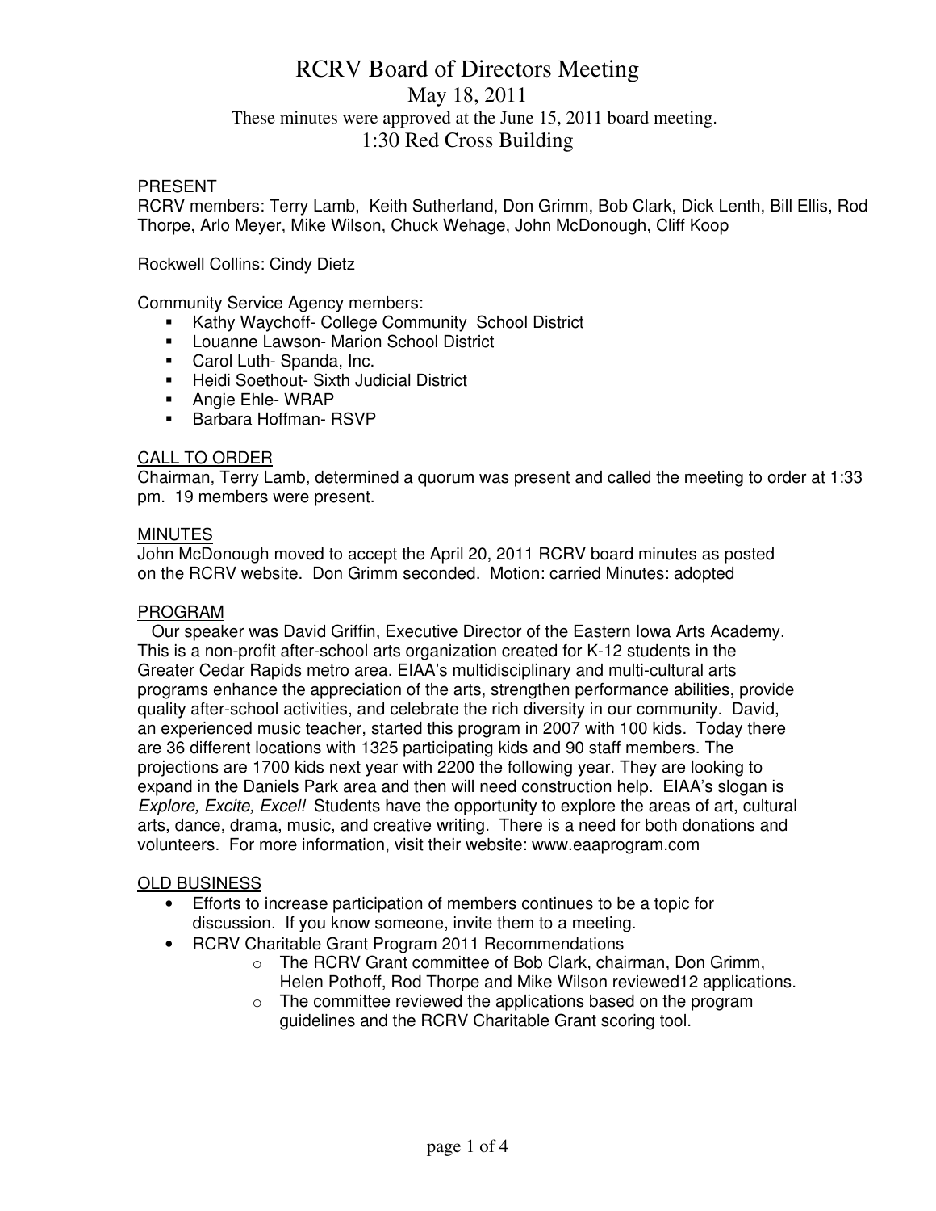# RCRV Board of Directors Meeting

May 18, 2011

These minutes were approved at the June 15, 2011 board meeting.

1:30 Red Cross Building

## PRESENT

RCRV members: Terry Lamb, Keith Sutherland, Don Grimm, Bob Clark, Dick Lenth, Bill Ellis, Rod Thorpe, Arlo Meyer, Mike Wilson, Chuck Wehage, John McDonough, Cliff Koop

Rockwell Collins: Cindy Dietz

Community Service Agency members:

- Kathy Waychoff- College Community School District
- Louanne Lawson- Marion School District
- Carol Luth- Spanda, Inc.
- Heidi Soethout- Sixth Judicial District
- Angie Ehle- WRAP
- Barbara Hoffman- RSVP

## CALL TO ORDER

Chairman, Terry Lamb, determined a quorum was present and called the meeting to order at 1:33 pm. 19 members were present.

## MINUTES

John McDonough moved to accept the April 20, 2011 RCRV board minutes as posted on the RCRV website. Don Grimm seconded. Motion: carried Minutes: adopted

## PROGRAM

Our speaker was David Griffin, Executive Director of the Eastern Iowa Arts Academy. This is a non-profit after-school arts organization created for K-12 students in the Greater Cedar Rapids metro area. EIAA's multidisciplinary and multi-cultural arts programs enhance the appreciation of the arts, strengthen performance abilities, provide quality after-school activities, and celebrate the rich diversity in our community. David, an experienced music teacher, started this program in 2007 with 100 kids. Today there are 36 different locations with 1325 participating kids and 90 staff members. The projections are 1700 kids next year with 2200 the following year. They are looking to expand in the Daniels Park area and then will need construction help. EIAA's slogan is *Explore, Excite, Excel!* Students have the opportunity to explore the areas of art, cultural arts, dance, drama, music, and creative writing. There is a need for both donations and volunteers. For more information, visit their website: www.eaaprogram.com

## OLD BUSINESS

- Efforts to increase participation of members continues to be a topic for discussion. If you know someone, invite them to a meeting.
- RCRV Charitable Grant Program 2011 Recommendations
  - The RCRV Grant committee of Bob Clark, chairman, Don Grimm, Helen Pothoff, Rod Thorpe and Mike Wilson reviewed12 applications.
  - The committee reviewed the applications based on the program guidelines and the RCRV Charitable Grant scoring tool.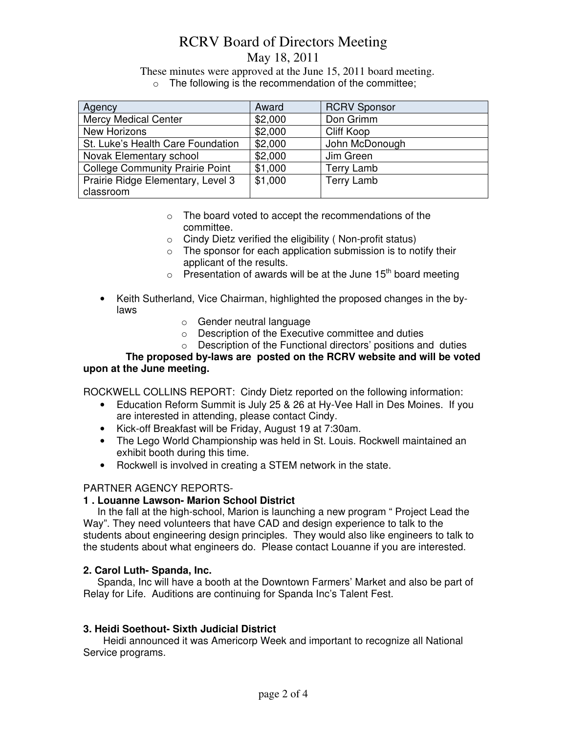# RCRV Board of Directors Meeting

May 18, 2011

These minutes were approved at the June 15, 2011 board meeting.

- The following is the recommendation of the committee;

| Agency | Award | RCRV Sponsor |
|---|---|---|
| Mercy Medical Center | $2,000 | Don Grimm |
| New Horizons | $2,000 | Cliff Koop |
| St. Luke's Health Care Foundation | $2,000 | John McDonough |
| Novak Elementary school | $2,000 | Jim Green |
| College Community Prairie Point | $1,000 | Terry Lamb |
| Prairie Ridge Elementary, Level 3 classroom | $1,000 | Terry Lamb |

- The board voted to accept the recommendations of the committee.
- Cindy Dietz verified the eligibility ( Non-profit status)
- The sponsor for each application submission is to notify their applicant of the results.
- Presentation of awards will be at the June 15th board meeting

- Keith Sutherland, Vice Chairman, highlighted the proposed changes in the by-laws
  - Gender neutral language
  - Description of the Executive committee and duties
  - Description of the Functional directors' positions and duties

**The proposed by-laws are posted on the RCRV website and will be voted upon at the June meeting.**

ROCKWELL COLLINS REPORT: Cindy Dietz reported on the following information:

- Education Reform Summit is July 25 & 26 at Hy-Vee Hall in Des Moines. If you are interested in attending, please contact Cindy.
- Kick-off Breakfast will be Friday, August 19 at 7:30am.
- The Lego World Championship was held in St. Louis. Rockwell maintained an exhibit booth during this time.
- Rockwell is involved in creating a STEM network in the state.

PARTNER AGENCY REPORTS-

**1 . Louanne Lawson- Marion School District**

In the fall at the high-school, Marion is launching a new program " Project Lead the Way". They need volunteers that have CAD and design experience to talk to the students about engineering design principles. They would also like engineers to talk to the students about what engineers do. Please contact Louanne if you are interested.

**2. Carol Luth- Spanda, Inc.**

Spanda, Inc will have a booth at the Downtown Farmers' Market and also be part of Relay for Life. Auditions are continuing for Spanda Inc's Talent Fest.

**3. Heidi Soethout- Sixth Judicial District**

Heidi announced it was Americorp Week and important to recognize all National Service programs.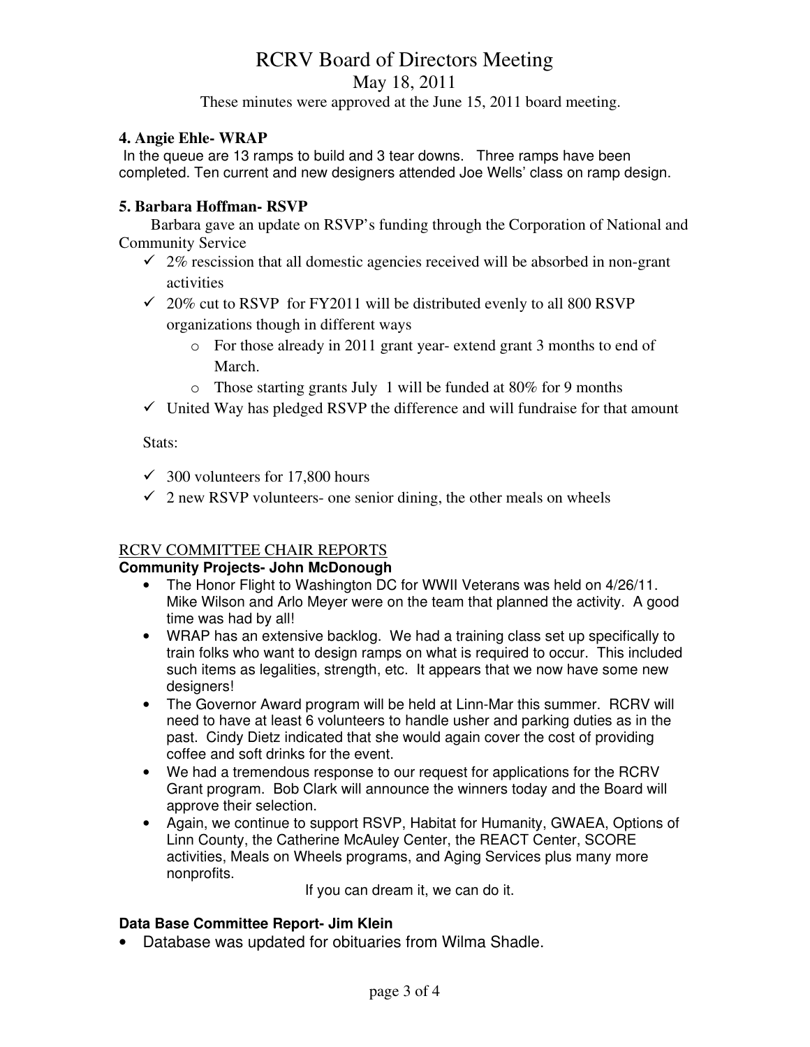# RCRV Board of Directors Meeting

May 18, 2011

These minutes were approved at the June 15, 2011 board meeting.

### 4. Angie Ehle- WRAP

In the queue are 13 ramps to build and 3 tear downs. Three ramps have been completed. Ten current and new designers attended Joe Wells' class on ramp design.

### 5. Barbara Hoffman- RSVP

Barbara gave an update on RSVP's funding through the Corporation of National and Community Service

- ✓ 2% rescission that all domestic agencies received will be absorbed in non-grant activities
- ✓ 20% cut to RSVP for FY2011 will be distributed evenly to all 800 RSVP organizations though in different ways
  - o For those already in 2011 grant year- extend grant 3 months to end of March.
  - o Those starting grants July 1 will be funded at 80% for 9 months
- ✓ United Way has pledged RSVP the difference and will fundraise for that amount

Stats:

- ✓ 300 volunteers for 17,800 hours
- ✓ 2 new RSVP volunteers- one senior dining, the other meals on wheels

## RCRV COMMITTEE CHAIR REPORTS

### Community Projects- John McDonough

- The Honor Flight to Washington DC for WWII Veterans was held on 4/26/11. Mike Wilson and Arlo Meyer were on the team that planned the activity. A good time was had by all!
- WRAP has an extensive backlog. We had a training class set up specifically to train folks who want to design ramps on what is required to occur. This included such items as legalities, strength, etc. It appears that we now have some new designers!
- The Governor Award program will be held at Linn-Mar this summer. RCRV will need to have at least 6 volunteers to handle usher and parking duties as in the past. Cindy Dietz indicated that she would again cover the cost of providing coffee and soft drinks for the event.
- We had a tremendous response to our request for applications for the RCRV Grant program. Bob Clark will announce the winners today and the Board will approve their selection.
- Again, we continue to support RSVP, Habitat for Humanity, GWAEA, Options of Linn County, the Catherine McAuley Center, the REACT Center, SCORE activities, Meals on Wheels programs, and Aging Services plus many more nonprofits.

If you can dream it, we can do it.

### Data Base Committee Report- Jim Klein

- Database was updated for obituaries from Wilma Shadle.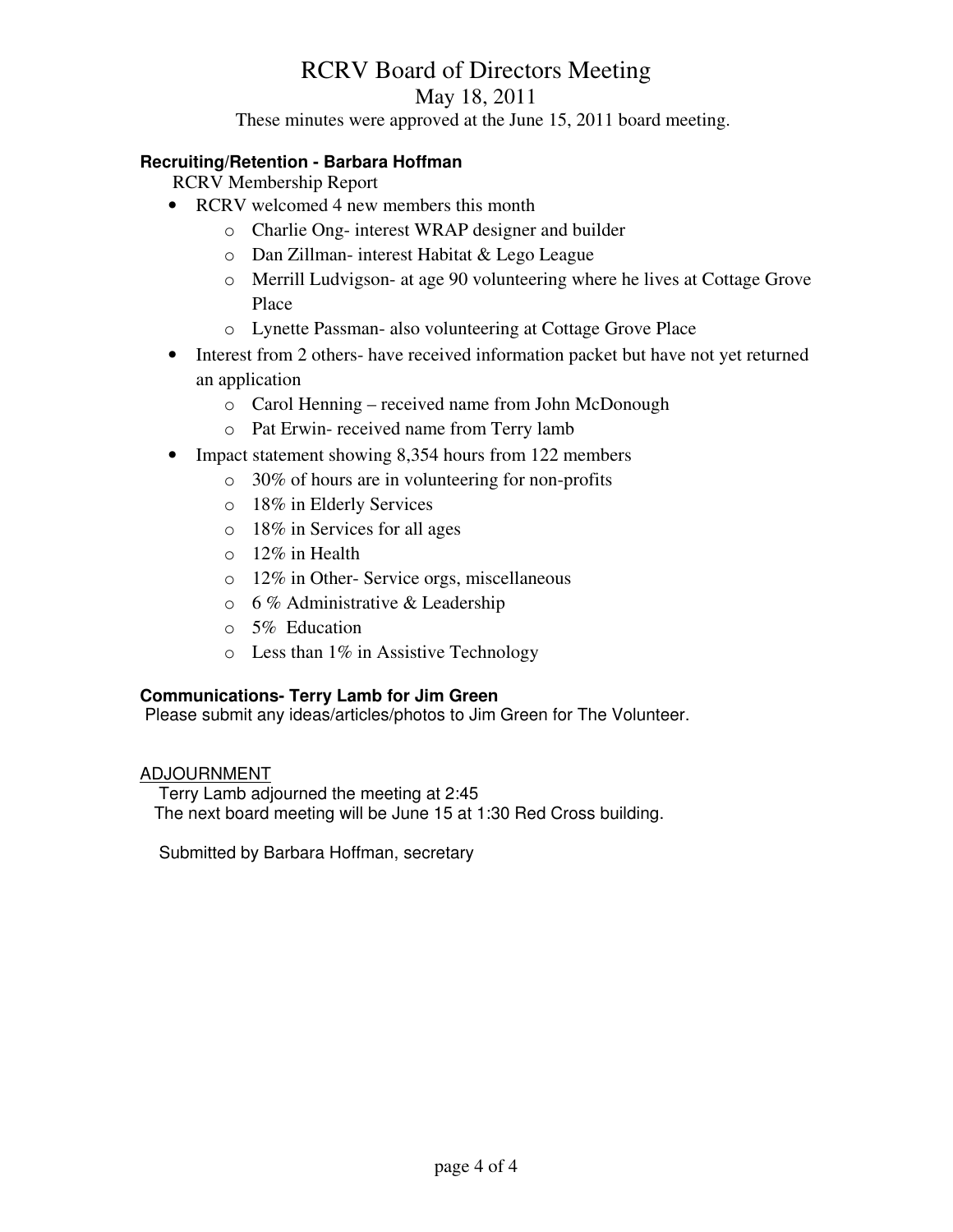# RCRV Board of Directors Meeting

May 18, 2011

These minutes were approved at the June 15, 2011 board meeting.

**Recruiting/Retention - Barbara Hoffman**

RCRV Membership Report

- RCRV welcomed 4 new members this month
  - Charlie Ong- interest WRAP designer and builder
  - Dan Zillman- interest Habitat & Lego League
  - Merrill Ludvigson- at age 90 volunteering where he lives at Cottage Grove Place
  - Lynette Passman- also volunteering at Cottage Grove Place
- Interest from 2 others- have received information packet but have not yet returned an application
  - Carol Henning – received name from John McDonough
  - Pat Erwin- received name from Terry lamb
- Impact statement showing 8,354 hours from 122 members
  - 30% of hours are in volunteering for non-profits
  - 18% in Elderly Services
  - 18% in Services for all ages
  - 12% in Health
  - 12% in Other- Service orgs, miscellaneous
  - 6 % Administrative & Leadership
  - 5% Education
  - Less than 1% in Assistive Technology

**Communications- Terry Lamb for Jim Green**

Please submit any ideas/articles/photos to Jim Green for The Volunteer.

ADJOURNMENT

Terry Lamb adjourned the meeting at 2:45

The next board meeting will be June 15 at 1:30 Red Cross building.

Submitted by Barbara Hoffman, secretary